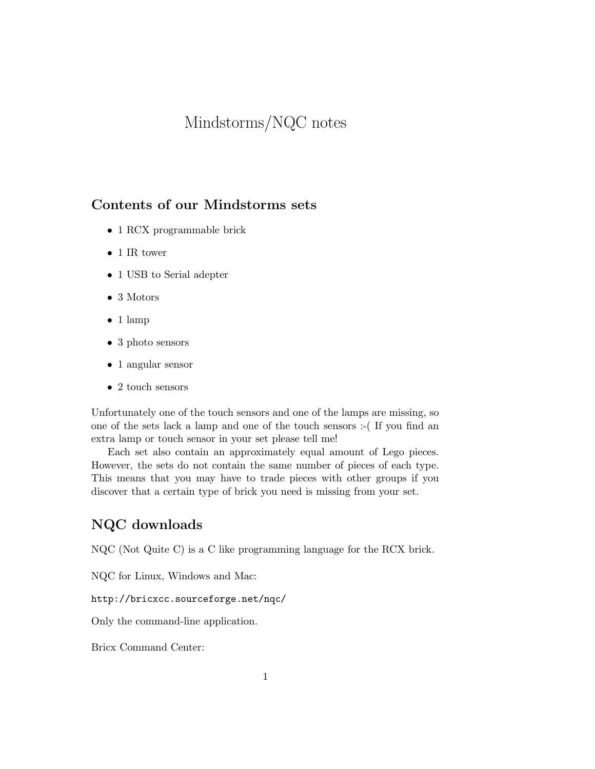# Mindstorms/NQC notes

## Contents of our Mindstorms sets

- 1 RCX programmable brick
- 1 IR tower
- 1 USB to Serial adepter
- 3 Motors
- 1 lamp
- 3 photo sensors
- 1 angular sensor
- 2 touch sensors

Unfortunately one of the touch sensors and one of the lamps are missing, so one of the sets lack a lamp and one of the touch sensors :-( If you find an extra lamp or touch sensor in your set please tell me!

Each set also contain an approximately equal amount of Lego pieces. However, the sets do not contain the same number of pieces of each type. This means that you may have to trade pieces with other groups if you discover that a certain type of brick you need is missing from your set.

## NQC downloads

NQC (Not Quite C) is a C like programming language for the RCX brick.

NQC for Linux, Windows and Mac:

`http://bricxcc.sourceforge.net/nqc/`

Only the command-line application.

Bricx Command Center: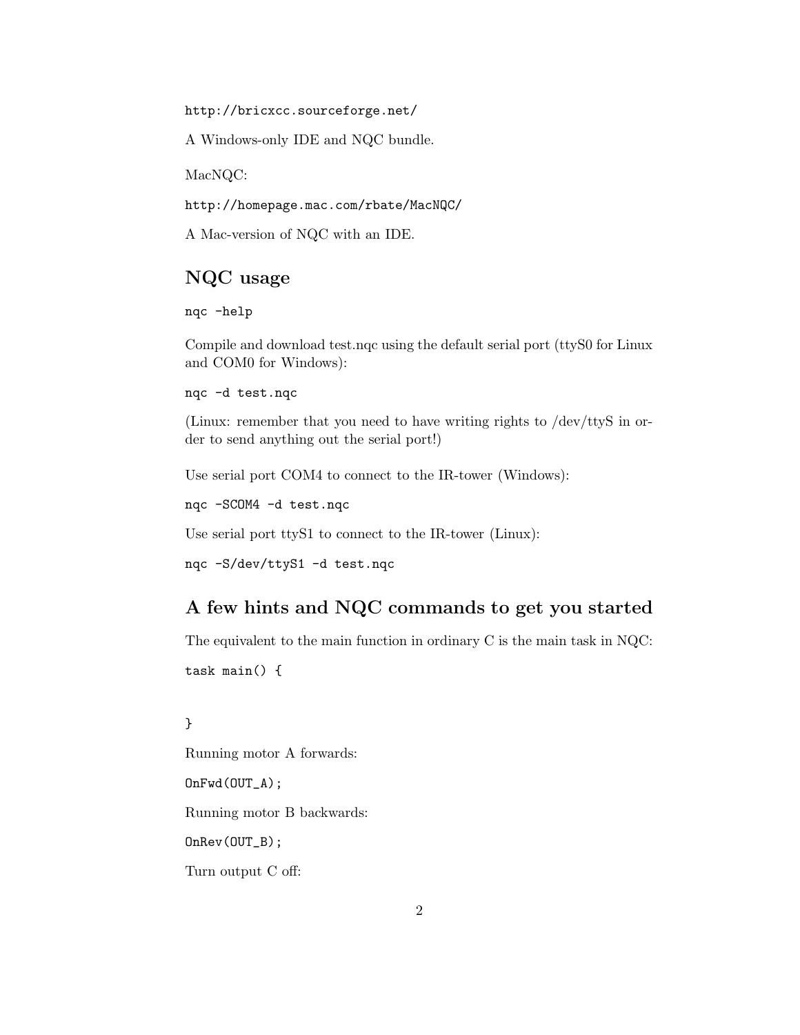http://bricxcc.sourceforge.net/

A Windows-only IDE and NQC bundle.

MacNQC:

http://homepage.mac.com/rbate/MacNQC/

A Mac-version of NQC with an IDE.

## NQC usage

```
nqc -help
```

Compile and download test.nqc using the default serial port (ttyS0 for Linux and COM0 for Windows):

```
nqc -d test.nqc
```

(Linux: remember that you need to have writing rights to /dev/ttyS in order to send anything out the serial port!)

Use serial port COM4 to connect to the IR-tower (Windows):

```
nqc -SCOM4 -d test.nqc
```

Use serial port ttyS1 to connect to the IR-tower (Linux):

```
nqc -S/dev/ttyS1 -d test.nqc
```

## A few hints and NQC commands to get you started

The equivalent to the main function in ordinary C is the main task in NQC:

```
task main() {


}
```

Running motor A forwards:

```
OnFwd(OUT_A);
```

Running motor B backwards:

```
OnRev(OUT_B);
```

Turn output C off: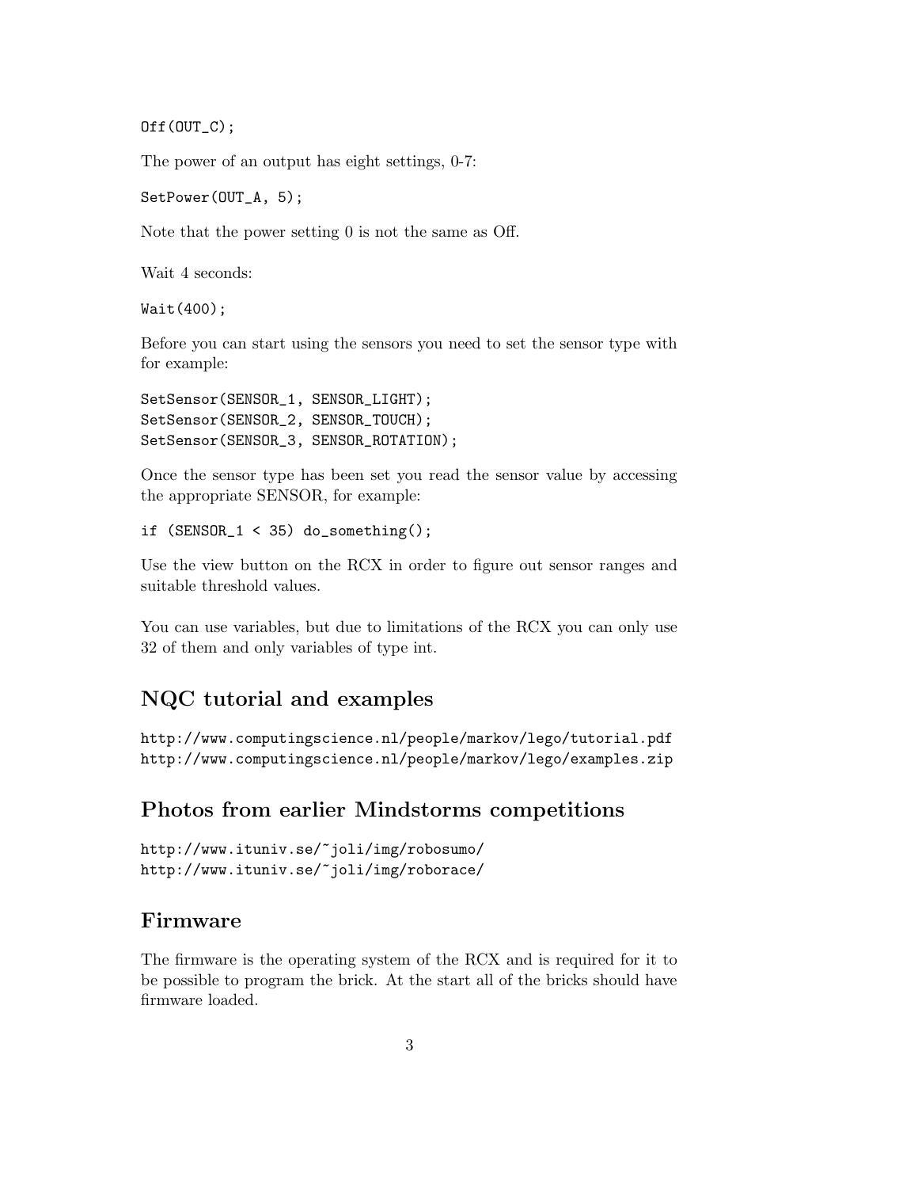```
Off(OUT_C);
```

The power of an output has eight settings, 0-7:

```
SetPower(OUT_A, 5);
```

Note that the power setting 0 is not the same as Off.

Wait 4 seconds:

```
Wait(400);
```

Before you can start using the sensors you need to set the sensor type with for example:

```
SetSensor(SENSOR_1, SENSOR_LIGHT);
SetSensor(SENSOR_2, SENSOR_TOUCH);
SetSensor(SENSOR_3, SENSOR_ROTATION);
```

Once the sensor type has been set you read the sensor value by accessing the appropriate SENSOR, for example:

```
if (SENSOR_1 < 35) do_something();
```

Use the view button on the RCX in order to figure out sensor ranges and suitable threshold values.

You can use variables, but due to limitations of the RCX you can only use 32 of them and only variables of type int.

## NQC tutorial and examples

http://www.computingscience.nl/people/markov/lego/tutorial.pdf
http://www.computingscience.nl/people/markov/lego/examples.zip

## Photos from earlier Mindstorms competitions

http://www.ituniv.se/~joli/img/robosumo/
http://www.ituniv.se/~joli/img/roborace/

## Firmware

The firmware is the operating system of the RCX and is required for it to be possible to program the brick. At the start all of the bricks should have firmware loaded.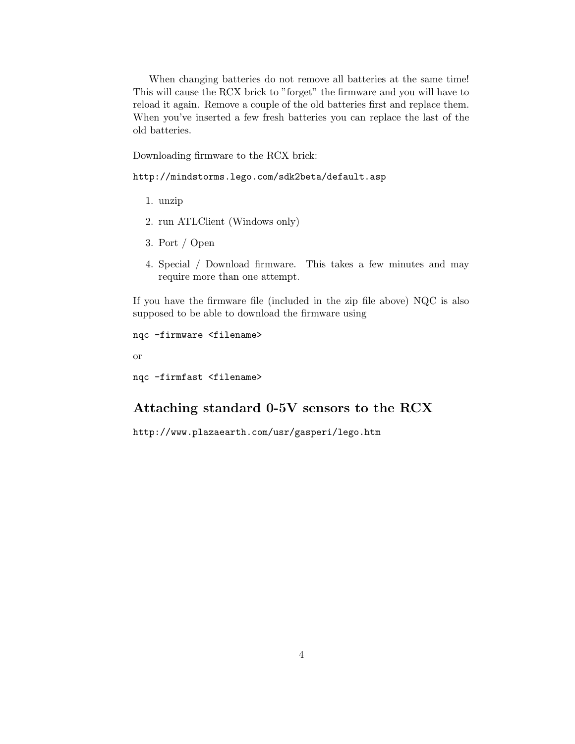When changing batteries do not remove all batteries at the same time! This will cause the RCX brick to "forget" the firmware and you will have to reload it again. Remove a couple of the old batteries first and replace them. When you've inserted a few fresh batteries you can replace the last of the old batteries.

Downloading firmware to the RCX brick:

```
http://mindstorms.lego.com/sdk2beta/default.asp
```

1. unzip
2. run ATLClient (Windows only)
3. Port / Open
4. Special / Download firmware. This takes a few minutes and may require more than one attempt.

If you have the firmware file (included in the zip file above) NQC is also supposed to be able to download the firmware using

```
nqc -firmware <filename>
```

or

```
nqc -firmfast <filename>
```

## Attaching standard 0-5V sensors to the RCX

```
http://www.plazaearth.com/usr/gasperi/lego.htm
```